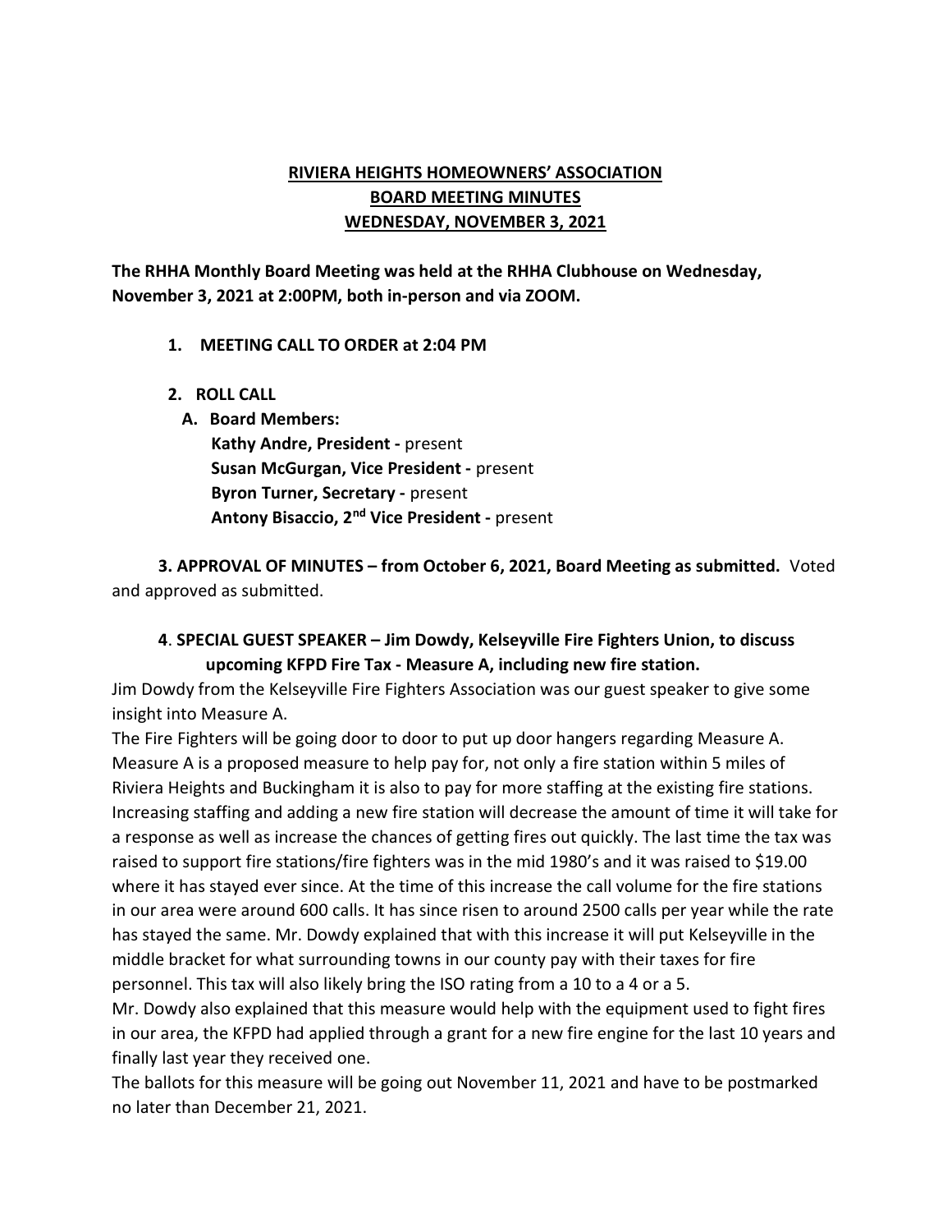# RIVIERA HEIGHTS HOMEOWNERS' ASSOCIATION
# BOARD MEETING MINUTES
# WEDNESDAY, NOVEMBER 3, 2021

**The RHHA Monthly Board Meeting was held at the RHHA Clubhouse on Wednesday, November 3, 2021 at 2:00PM, both in-person and via ZOOM.**

**1. MEETING CALL TO ORDER at 2:04 PM**

**2. ROLL CALL**

**A. Board Members:**

**Kathy Andre, President -** present
**Susan McGurgan, Vice President -** present
**Byron Turner, Secretary -** present
**Antony Bisaccio, 2nd Vice President -** present

**3. APPROVAL OF MINUTES – from October 6, 2021, Board Meeting as submitted.** Voted and approved as submitted.

**4. SPECIAL GUEST SPEAKER – Jim Dowdy, Kelseyville Fire Fighters Union, to discuss upcoming KFPD Fire Tax - Measure A, including new fire station.**

Jim Dowdy from the Kelseyville Fire Fighters Association was our guest speaker to give some insight into Measure A.

The Fire Fighters will be going door to door to put up door hangers regarding Measure A. Measure A is a proposed measure to help pay for, not only a fire station within 5 miles of Riviera Heights and Buckingham it is also to pay for more staffing at the existing fire stations. Increasing staffing and adding a new fire station will decrease the amount of time it will take for a response as well as increase the chances of getting fires out quickly. The last time the tax was raised to support fire stations/fire fighters was in the mid 1980's and it was raised to $19.00 where it has stayed ever since. At the time of this increase the call volume for the fire stations in our area were around 600 calls. It has since risen to around 2500 calls per year while the rate has stayed the same. Mr. Dowdy explained that with this increase it will put Kelseyville in the middle bracket for what surrounding towns in our county pay with their taxes for fire personnel. This tax will also likely bring the ISO rating from a 10 to a 4 or a 5.

Mr. Dowdy also explained that this measure would help with the equipment used to fight fires in our area, the KFPD had applied through a grant for a new fire engine for the last 10 years and finally last year they received one.

The ballots for this measure will be going out November 11, 2021 and have to be postmarked no later than December 21, 2021.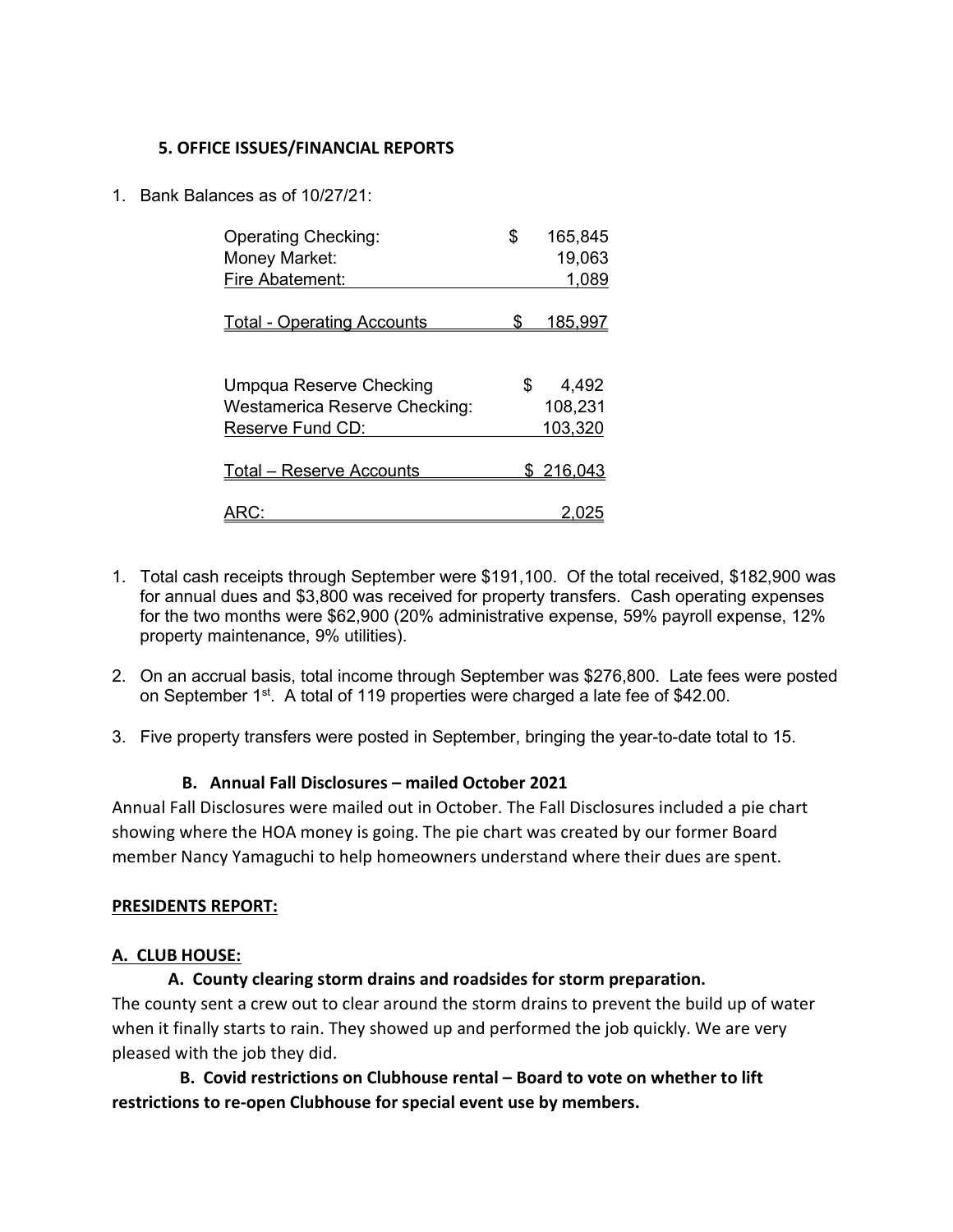**5. OFFICE ISSUES/FINANCIAL REPORTS**

1. Bank Balances as of 10/27/21:

| | |
|---|---|
| Operating Checking: | $ 165,845 |
| Money Market: | 19,063 |
| Fire Abatement: | 1,089 |
| Total - Operating Accounts | $ 185,997 |
| | |
| Umpqua Reserve Checking | $ 4,492 |
| Westamerica Reserve Checking: | 108,231 |
| Reserve Fund CD: | 103,320 |
| Total – Reserve Accounts | $ 216,043 |
| ARC: | 2,025 |

1. Total cash receipts through September were $191,100. Of the total received, $182,900 was for annual dues and $3,800 was received for property transfers. Cash operating expenses for the two months were $62,900 (20% administrative expense, 59% payroll expense, 12% property maintenance, 9% utilities).

2. On an accrual basis, total income through September was $276,800. Late fees were posted on September 1st. A total of 119 properties were charged a late fee of $42.00.

3. Five property transfers were posted in September, bringing the year-to-date total to 15.

**B. Annual Fall Disclosures – mailed October 2021**

Annual Fall Disclosures were mailed out in October. The Fall Disclosures included a pie chart showing where the HOA money is going. The pie chart was created by our former Board member Nancy Yamaguchi to help homeowners understand where their dues are spent.

**PRESIDENTS REPORT:**

**A. CLUB HOUSE:**

**A. County clearing storm drains and roadsides for storm preparation.**

The county sent a crew out to clear around the storm drains to prevent the build up of water when it finally starts to rain. They showed up and performed the job quickly. We are very pleased with the job they did.

**B. Covid restrictions on Clubhouse rental – Board to vote on whether to lift restrictions to re-open Clubhouse for special event use by members.**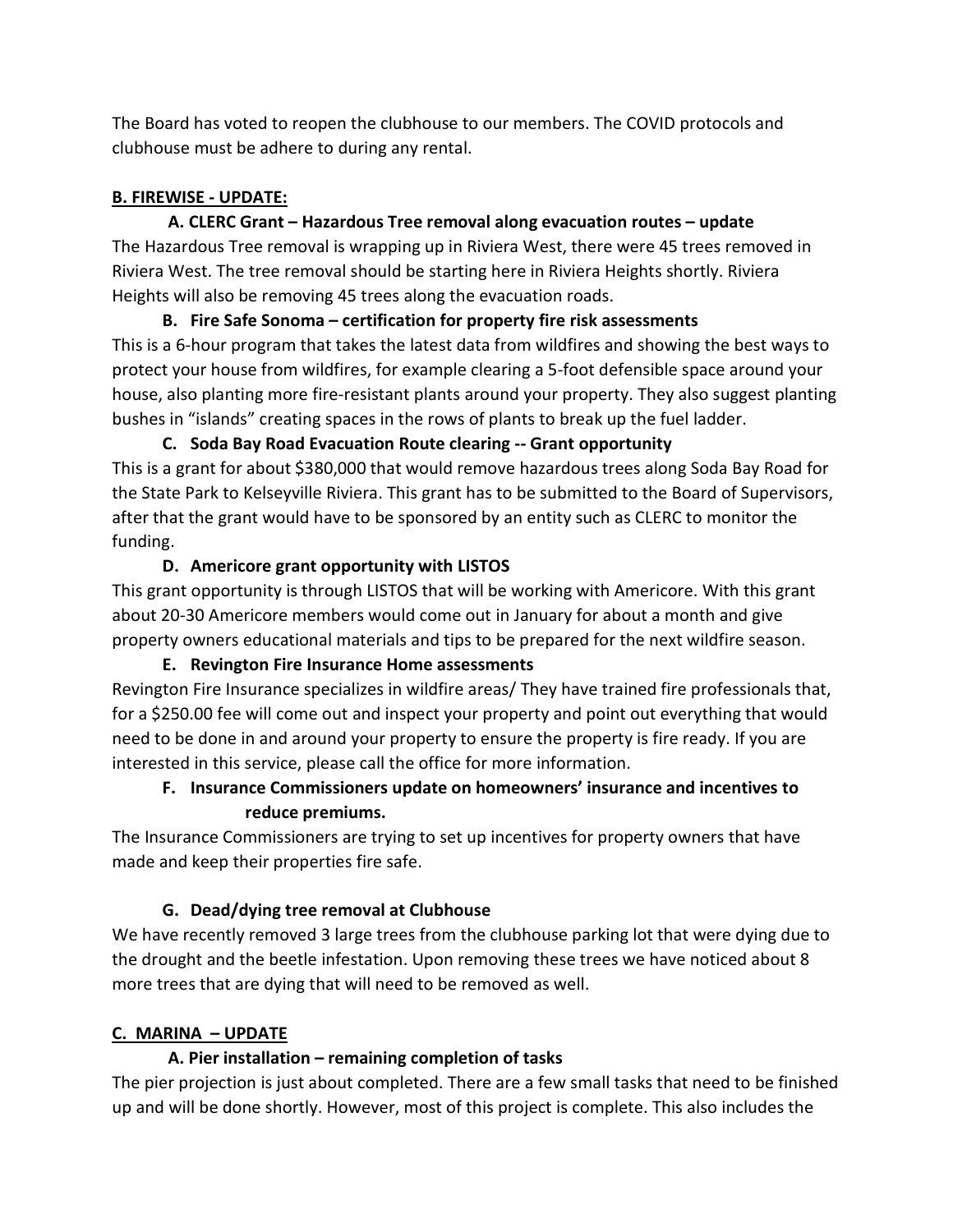The Board has voted to reopen the clubhouse to our members. The COVID protocols and clubhouse must be adhere to during any rental.

**B. FIREWISE - UPDATE:**

**A. CLERC Grant – Hazardous Tree removal along evacuation routes – update**

The Hazardous Tree removal is wrapping up in Riviera West, there were 45 trees removed in Riviera West. The tree removal should be starting here in Riviera Heights shortly. Riviera Heights will also be removing 45 trees along the evacuation roads.

**B. Fire Safe Sonoma – certification for property fire risk assessments**

This is a 6-hour program that takes the latest data from wildfires and showing the best ways to protect your house from wildfires, for example clearing a 5-foot defensible space around your house, also planting more fire-resistant plants around your property. They also suggest planting bushes in "islands" creating spaces in the rows of plants to break up the fuel ladder.

**C. Soda Bay Road Evacuation Route clearing -- Grant opportunity**

This is a grant for about $380,000 that would remove hazardous trees along Soda Bay Road for the State Park to Kelseyville Riviera. This grant has to be submitted to the Board of Supervisors, after that the grant would have to be sponsored by an entity such as CLERC to monitor the funding.

**D. Americore grant opportunity with LISTOS**

This grant opportunity is through LISTOS that will be working with Americore. With this grant about 20-30 Americore members would come out in January for about a month and give property owners educational materials and tips to be prepared for the next wildfire season.

**E. Revington Fire Insurance Home assessments**

Revington Fire Insurance specializes in wildfire areas/ They have trained fire professionals that, for a $250.00 fee will come out and inspect your property and point out everything that would need to be done in and around your property to ensure the property is fire ready. If you are interested in this service, please call the office for more information.

**F. Insurance Commissioners update on homeowners' insurance and incentives to reduce premiums.**

The Insurance Commissioners are trying to set up incentives for property owners that have made and keep their properties fire safe.

**G. Dead/dying tree removal at Clubhouse**

We have recently removed 3 large trees from the clubhouse parking lot that were dying due to the drought and the beetle infestation. Upon removing these trees we have noticed about 8 more trees that are dying that will need to be removed as well.

**C. MARINA – UPDATE**

**A. Pier installation – remaining completion of tasks**

The pier projection is just about completed. There are a few small tasks that need to be finished up and will be done shortly. However, most of this project is complete. This also includes the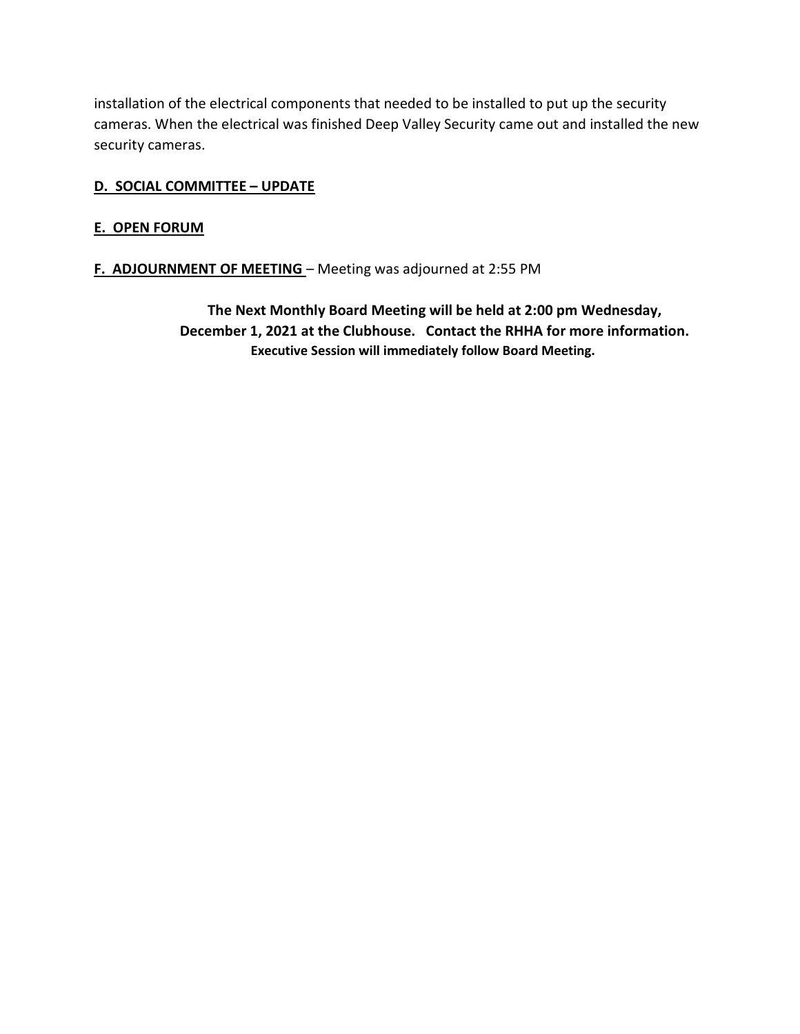installation of the electrical components that needed to be installed to put up the security cameras. When the electrical was finished Deep Valley Security came out and installed the new security cameras.

**D. SOCIAL COMMITTEE – UPDATE**

**E. OPEN FORUM**

**F. ADJOURNMENT OF MEETING** – Meeting was adjourned at 2:55 PM

**The Next Monthly Board Meeting will be held at 2:00 pm Wednesday, December 1, 2021 at the Clubhouse. Contact the RHHA for more information.**
**Executive Session will immediately follow Board Meeting.**